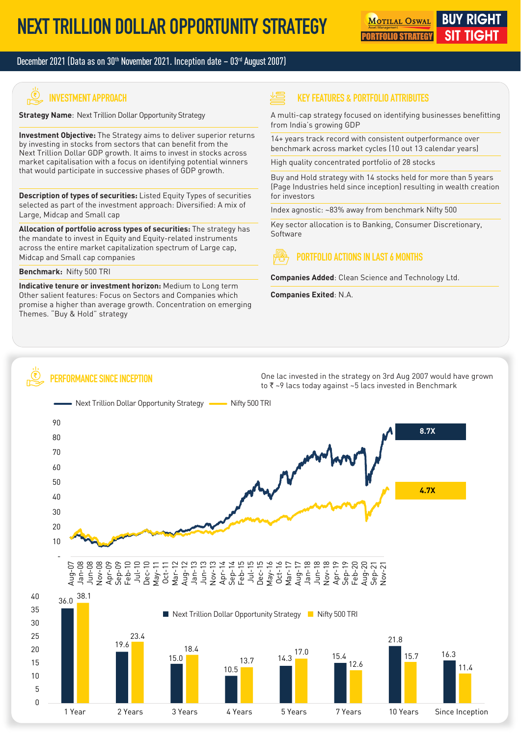# NEXT TRILLION DOLLAR OPPORTUNITY STRATEGY

MOTILAL OSWAL PORTFOLIO STRATEGY — BUY RIGHT SIT TIGHT

December 2021 (Data as on 30th November 2021. Inception date – 03rd August 2007)

## INVESTMENT APPROACH

**Strategy Name**: Next Trillion Dollar Opportunity Strategy

**Investment Objective:** The Strategy aims to deliver superior returns by investing in stocks from sectors that can benefit from the Next Trillion Dollar GDP growth. It aims to invest in stocks across market capitalisation with a focus on identifying potential winners that would participate in successive phases of GDP growth.

**Description of types of securities:** Listed Equity Types of securities selected as part of the investment approach: Diversified: A mix of Large, Midcap and Small cap

**Allocation of portfolio across types of securities:** The strategy has the mandate to invest in Equity and Equity-related instruments across the entire market capitalization spectrum of Large cap, Midcap and Small cap companies

**Benchmark:** Nifty 500 TRI

**Indicative tenure or investment horizon:** Medium to Long term
Other salient features: Focus on Sectors and Companies which promise a higher than average growth. Concentration on emerging Themes. "Buy & Hold" strategy

## KEY FEATURES & PORTFOLIO ATTRIBUTES

- A multi-cap strategy focused on identifying businesses benefitting from India's growing GDP
- 14+ years track record with consistent outperformance over benchmark across market cycles (10 out 13 calendar years)
- High quality concentrated portfolio of 28 stocks
- Buy and Hold strategy with 14 stocks held for more than 5 years (Page Industries held since inception) resulting in wealth creation for investors
- Index agnostic: ~83% away from benchmark Nifty 500
- Key sector allocation is to Banking, Consumer Discretionary, Software

## PORTFOLIO ACTIONS IN LAST 6 MONTHS

**Companies Added**: Clean Science and Technology Ltd.

**Companies Exited**: N.A.

## PERFORMANCE SINCE INCEPTION

One lac invested in the strategy on 3rd Aug 2007 would have grown to ₹ ~9 lacs today against ~5 lacs invested in Benchmark

Next Trillion Dollar Opportunity Strategy: 8.7X | Nifty 500 TRI: 4.7X

| | 1 Year | 2 Years | 3 Years | 4 Years | 5 Years | 7 Years | 10 Years | Since Inception |
|---|---|---|---|---|---|---|---|---|
| Next Trillion Dollar Opportunity Strategy | 36.0 | 19.6 | 15.0 | 10.5 | 14.3 | 15.4 | 21.8 | 16.3 |
| Nifty 500 TRI | 38.1 | 23.4 | 18.4 | 13.7 | 17.0 | 12.6 | 15.7 | 11.4 |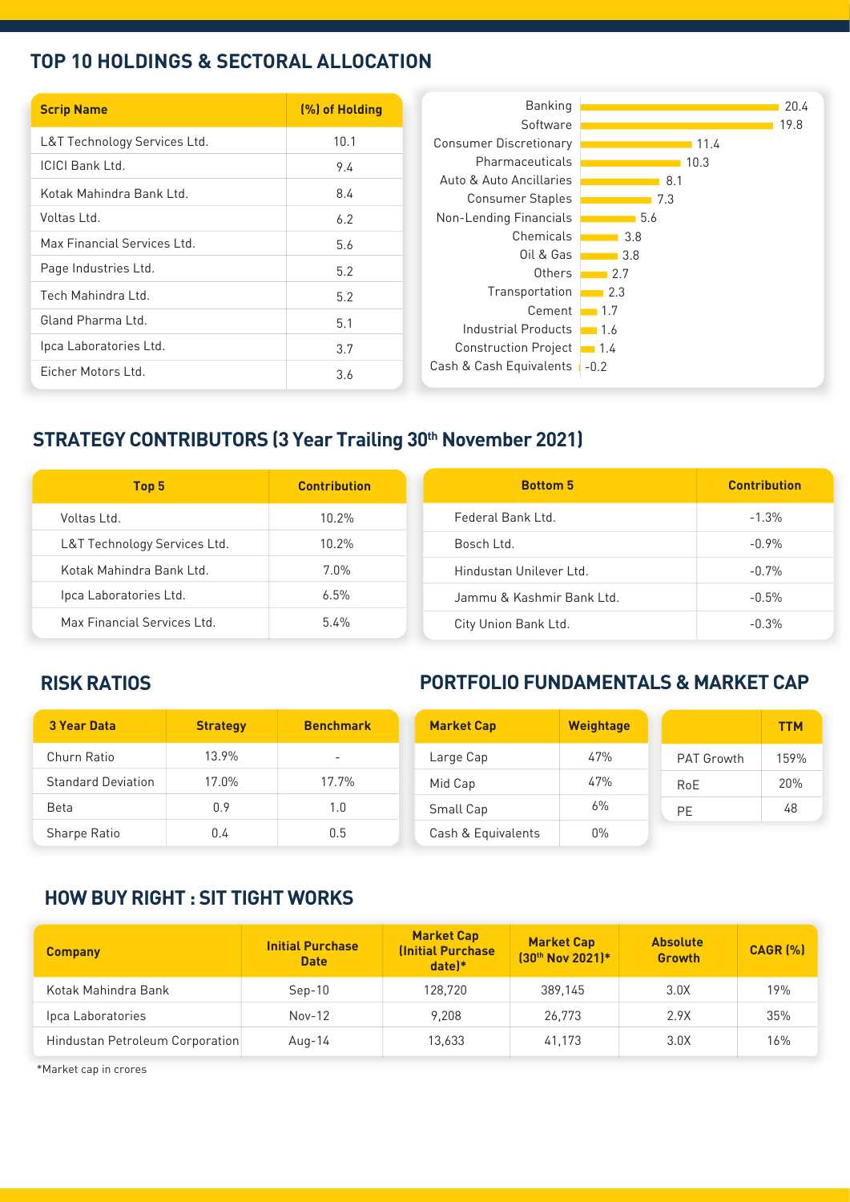## TOP 10 HOLDINGS & SECTORAL ALLOCATION

| Scrip Name | (%) of Holding |
|---|---|
| L&T Technology Services Ltd. | 10.1 |
| ICICI Bank Ltd. | 9.4 |
| Kotak Mahindra Bank Ltd. | 8.4 |
| Voltas Ltd. | 6.2 |
| Max Financial Services Ltd. | 5.6 |
| Page Industries Ltd. | 5.2 |
| Tech Mahindra Ltd. | 5.2 |
| Gland Pharma Ltd. | 5.1 |
| Ipca Laboratories Ltd. | 3.7 |
| Eicher Motors Ltd. | 3.6 |

| Sector | (%) |
|---|---|
| Banking | 20.4 |
| Software | 19.8 |
| Consumer Discretionary | 11.4 |
| Pharmaceuticals | 10.3 |
| Auto & Auto Ancillaries | 8.1 |
| Consumer Staples | 7.3 |
| Non-Lending Financials | 5.6 |
| Chemicals | 3.8 |
| Oil & Gas | 3.8 |
| Others | 2.7 |
| Transportation | 2.3 |
| Cement | 1.7 |
| Industrial Products | 1.6 |
| Construction Project | 1.4 |
| Cash & Cash Equivalents | -0.2 |

## STRATEGY CONTRIBUTORS (3 Year Trailing 30th November 2021)

| Top 5 | Contribution |
|---|---|
| Voltas Ltd. | 10.2% |
| L&T Technology Services Ltd. | 10.2% |
| Kotak Mahindra Bank Ltd. | 7.0% |
| Ipca Laboratories Ltd. | 6.5% |
| Max Financial Services Ltd. | 5.4% |

| Bottom 5 | Contribution |
|---|---|
| Federal Bank Ltd. | -1.3% |
| Bosch Ltd. | -0.9% |
| Hindustan Unilever Ltd. | -0.7% |
| Jammu & Kashmir Bank Ltd. | -0.5% |
| City Union Bank Ltd. | -0.3% |

## RISK RATIOS

| 3 Year Data | Strategy | Benchmark |
|---|---|---|
| Churn Ratio | 13.9% | - |
| Standard Deviation | 17.0% | 17.7% |
| Beta | 0.9 | 1.0 |
| Sharpe Ratio | 0.4 | 0.5 |

## PORTFOLIO FUNDAMENTALS & MARKET CAP

| Market Cap | Weightage |
|---|---|
| Large Cap | 47% |
| Mid Cap | 47% |
| Small Cap | 6% |
| Cash & Equivalents | 0% |

| | TTM |
|---|---|
| PAT Growth | 159% |
| RoE | 20% |
| PE | 48 |

## HOW BUY RIGHT : SIT TIGHT WORKS

| Company | Initial Purchase Date | Market Cap (Initial Purchase date)* | Market Cap (30th Nov 2021)* | Absolute Growth | CAGR (%) |
|---|---|---|---|---|---|
| Kotak Mahindra Bank | Sep-10 | 128,720 | 389,145 | 3.0X | 19% |
| Ipca Laboratories | Nov-12 | 9,208 | 26,773 | 2.9X | 35% |
| Hindustan Petroleum Corporation | Aug-14 | 13,633 | 41,173 | 3.0X | 16% |

*Market cap in crores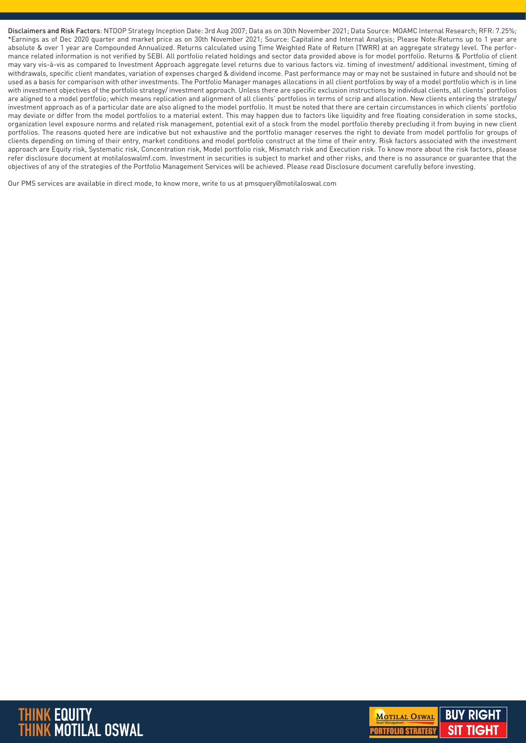**Disclaimers and Risk Factors**: NTDOP Strategy Inception Date: 3rd Aug 2007; Data as on 30th November 2021; Data Source: MOAMC Internal Research; RFR: 7.25%; *Earnings as of Dec 2020 quarter and market price as on 30th November 2021; Source: Capitaline and Internal Analysis; Please Note:Returns up to 1 year are absolute & over 1 year are Compounded Annualized. Returns calculated using Time Weighted Rate of Return (TWRR) at an aggregate strategy level. The performance related information is not verified by SEBI. All portfolio related holdings and sector data provided above is for model portfolio. Returns & Portfolio of client may vary vis-à-vis as compared to Investment Approach aggregate level returns due to various factors viz. timing of investment/ additional investment, timing of withdrawals, specific client mandates, variation of expenses charged & dividend income. Past performance may or may not be sustained in future and should not be used as a basis for comparison with other investments. The Portfolio Manager manages allocations in all client portfolios by way of a model portfolio which is in line with investment objectives of the portfolio strategy/ investment approach. Unless there are specific exclusion instructions by individual clients, all clients' portfolios are aligned to a model portfolio; which means replication and alignment of all clients' portfolios in terms of scrip and allocation. New clients entering the strategy/ investment approach as of a particular date are also aligned to the model portfolio. It must be noted that there are certain circumstances in which clients' portfolio may deviate or differ from the model portfolios to a material extent. This may happen due to factors like liquidity and free floating consideration in some stocks, organization level exposure norms and related risk management, potential exit of a stock from the model portfolio thereby precluding it from buying in new client portfolios. The reasons quoted here are indicative but not exhaustive and the portfolio manager reserves the right to deviate from model portfolio for groups of clients depending on timing of their entry, market conditions and model portfolio construct at the time of their entry. Risk factors associated with the investment approach are Equity risk, Systematic risk, Concentration risk, Model portfolio risk, Mismatch risk and Execution risk. To know more about the risk factors, please refer disclosure document at motilaloswalmf.com. Investment in securities is subject to market and other risks, and there is no assurance or guarantee that the objectives of any of the strategies of the Portfolio Management Services will be achieved. Please read Disclosure document carefully before investing.

Our PMS services are available in direct mode, to know more, write to us at pmsquery@motilaloswal.com

THINK EQUITY
THINK MOTILAL OSWAL

MOTILAL OSWAL Asset Management PORTFOLIO STRATEGY

BUY RIGHT SIT TIGHT